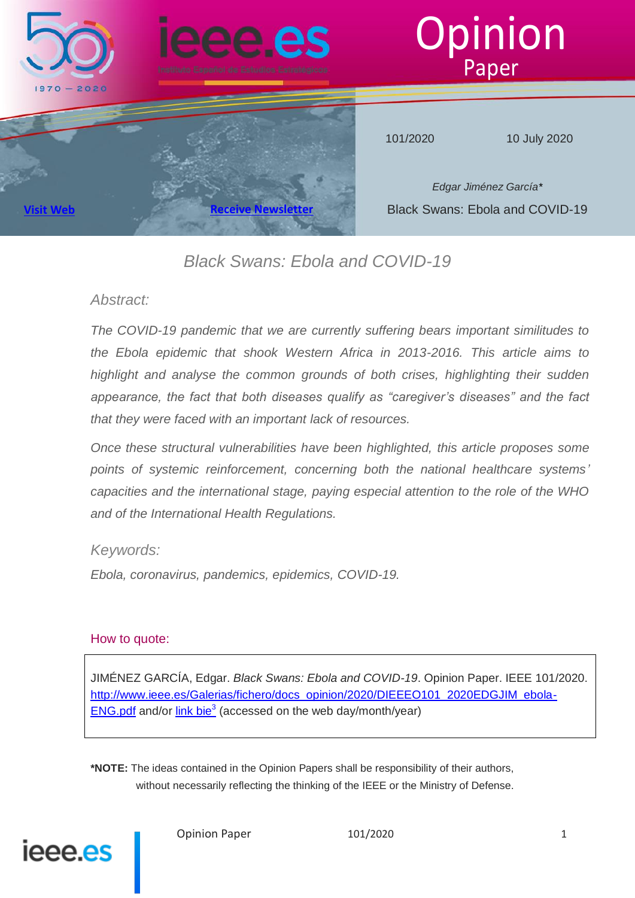Opinion Paper

101/2020 10 July 2020

*Edgar Jiménez García**

Black Swans: Ebola and COVID-19

[Visit Web](#) [Receive Newsletter](#)

# Black Swans: Ebola and COVID-19

## Abstract:

*The COVID-19 pandemic that we are currently suffering bears important similitudes to the Ebola epidemic that shook Western Africa in 2013-2016. This article aims to highlight and analyse the common grounds of both crises, highlighting their sudden appearance, the fact that both diseases qualify as "caregiver's diseases" and the fact that they were faced with an important lack of resources.*

*Once these structural vulnerabilities have been highlighted, this article proposes some points of systemic reinforcement, concerning both the national healthcare systems' capacities and the international stage, paying especial attention to the role of the WHO and of the International Health Regulations.*

## Keywords:

*Ebola, coronavirus, pandemics, epidemics, COVID-19.*

### How to quote:

JIMÉNEZ GARCÍA, Edgar. *Black Swans: Ebola and COVID-19*. Opinion Paper. IEEE 101/2020. http://www.ieee.es/Galerias/fichero/docs_opinion/2020/DIEEEO101_2020EDGJIM_ebola-ENG.pdf and/or link bie[3] (accessed on the web day/month/year)

**\*NOTE:** The ideas contained in the Opinion Papers shall be responsibility of their authors, without necessarily reflecting the thinking of the IEEE or the Ministry of Defense.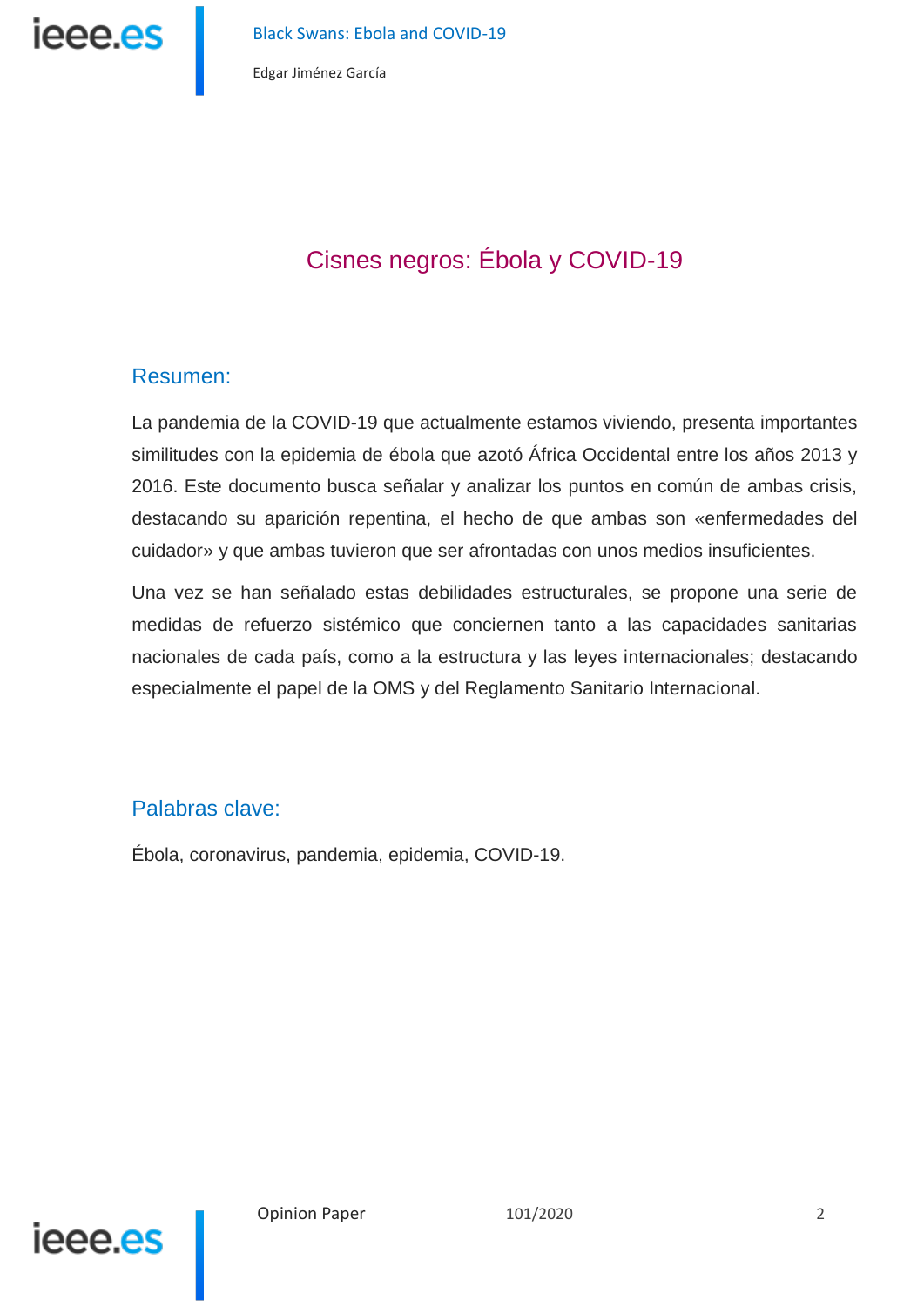# Cisnes negros: Ébola y COVID-19

## Resumen:

La pandemia de la COVID-19 que actualmente estamos viviendo, presenta importantes similitudes con la epidemia de ébola que azotó África Occidental entre los años 2013 y 2016. Este documento busca señalar y analizar los puntos en común de ambas crisis, destacando su aparición repentina, el hecho de que ambas son «enfermedades del cuidador» y que ambas tuvieron que ser afrontadas con unos medios insuficientes.

Una vez se han señalado estas debilidades estructurales, se propone una serie de medidas de refuerzo sistémico que conciernen tanto a las capacidades sanitarias nacionales de cada país, como a la estructura y las leyes internacionales; destacando especialmente el papel de la OMS y del Reglamento Sanitario Internacional.

## Palabras clave:

Ébola, coronavirus, pandemia, epidemia, COVID-19.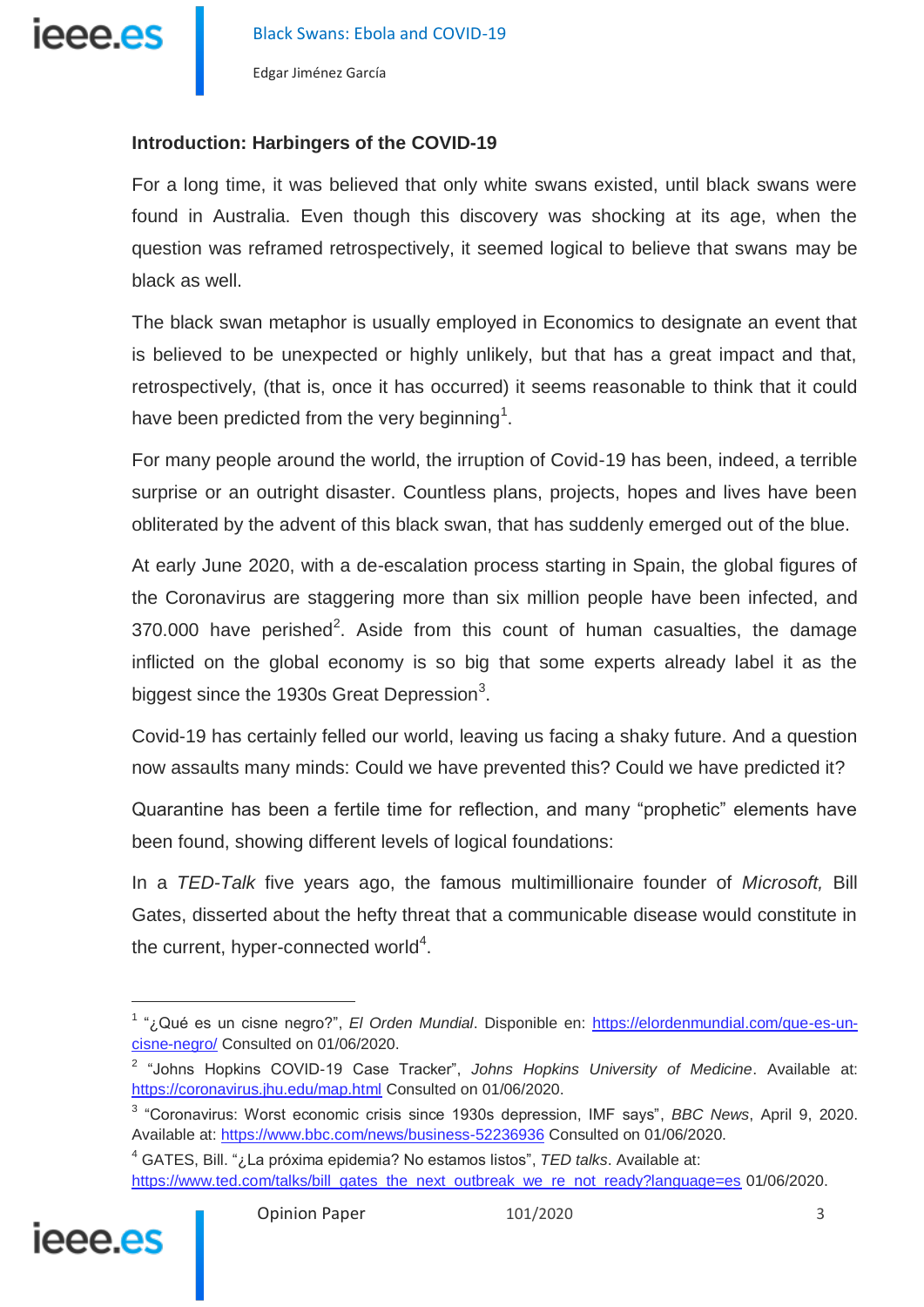## Introduction: Harbingers of the COVID-19

For a long time, it was believed that only white swans existed, until black swans were found in Australia. Even though this discovery was shocking at its age, when the question was reframed retrospectively, it seemed logical to believe that swans may be black as well.

The black swan metaphor is usually employed in Economics to designate an event that is believed to be unexpected or highly unlikely, but that has a great impact and that, retrospectively, (that is, once it has occurred) it seems reasonable to think that it could have been predicted from the very beginning[1].

For many people around the world, the irruption of Covid-19 has been, indeed, a terrible surprise or an outright disaster. Countless plans, projects, hopes and lives have been obliterated by the advent of this black swan, that has suddenly emerged out of the blue.

At early June 2020, with a de-escalation process starting in Spain, the global figures of the Coronavirus are staggering more than six million people have been infected, and 370.000 have perished[2]. Aside from this count of human casualties, the damage inflicted on the global economy is so big that some experts already label it as the biggest since the 1930s Great Depression[3].

Covid-19 has certainly felled our world, leaving us facing a shaky future. And a question now assaults many minds: Could we have prevented this? Could we have predicted it?

Quarantine has been a fertile time for reflection, and many "prophetic" elements have been found, showing different levels of logical foundations:

In a *TED-Talk* five years ago, the famous multimillionaire founder of *Microsoft,* Bill Gates, dissorted about the hefty threat that a communicable disease would constitute in the current, hyper-connected world[4].

---

[1] "¿Qué es un cisne negro?", *El Orden Mundial*. Disponible en: https://elordenmundial.com/que-es-un-cisne-negro/ Consulted on 01/06/2020.

[2] "Johns Hopkins COVID-19 Case Tracker", *Johns Hopkins University of Medicine*. Available at: https://coronavirus.jhu.edu/map.html Consulted on 01/06/2020.

[3] "Coronavirus: Worst economic crisis since 1930s depression, IMF says", *BBC News*, April 9, 2020. Available at: https://www.bbc.com/news/business-52236936 Consulted on 01/06/2020.

[4] GATES, Bill. "¿La próxima epidemia? No estamos listos", *TED talks*. Available at: https://www.ted.com/talks/bill_gates_the_next_outbreak_we_re_not_ready?language=es 01/06/2020.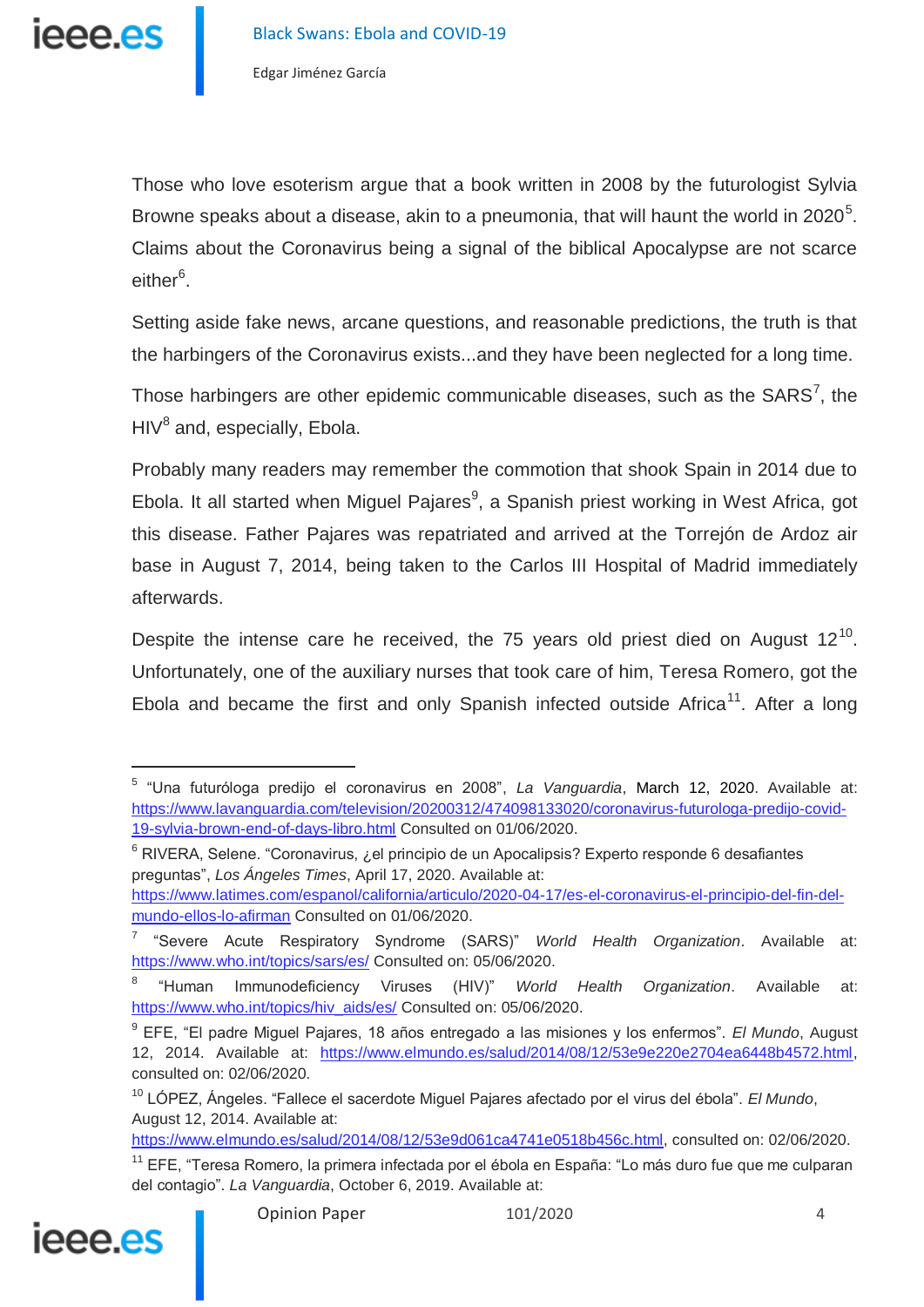Those who love esoterism argue that a book written in 2008 by the futurologist Sylvia Browne speaks about a disease, akin to a pneumonia, that will haunt the world in 2020[5]. Claims about the Coronavirus being a signal of the biblical Apocalypse are not scarce either[6].

Setting aside fake news, arcane questions, and reasonable predictions, the truth is that the harbingers of the Coronavirus exists...and they have been neglected for a long time.

Those harbingers are other epidemic communicable diseases, such as the SARS[7], the HIV[8] and, especially, Ebola.

Probably many readers may remember the commotion that shook Spain in 2014 due to Ebola. It all started when Miguel Pajares[9], a Spanish priest working in West Africa, got this disease. Father Pajares was repatriated and arrived at the Torrejón de Ardoz air base in August 7, 2014, being taken to the Carlos III Hospital of Madrid immediately afterwards.

Despite the intense care he received, the 75 years old priest died on August 12[10]. Unfortunately, one of the auxiliary nurses that took care of him, Teresa Romero, got the Ebola and became the first and only Spanish infected outside Africa[11]. After a long

---

[5] "Una futuróloga predijo el coronavirus en 2008", *La Vanguardia*, March 12, 2020. Available at: https://www.lavanguardia.com/television/20200312/474098133020/coronavirus-futurologa-predijo-covid-19-sylvia-brown-end-of-days-libro.html Consulted on 01/06/2020.

[6] RIVERA, Selene. "Coronavirus, ¿el principio de un Apocalipsis? Experto responde 6 desafiantes preguntas", *Los Ángeles Times*, April 17, 2020. Available at: https://www.latimes.com/espanol/california/articulo/2020-04-17/es-el-coronavirus-el-principio-del-fin-del-mundo-ellos-lo-afirman Consulted on 01/06/2020.

[7] "Severe Acute Respiratory Syndrome (SARS)" *World Health Organization*. Available at: https://www.who.int/topics/sars/es/ Consulted on: 05/06/2020.

[8] "Human Immunodeficiency Viruses (HIV)" *World Health Organization*. Available at: https://www.who.int/topics/hiv_aids/es/ Consulted on: 05/06/2020.

[9] EFE, "El padre Miguel Pajares, 18 años entregado a las misiones y los enfermos". *El Mundo*, August 12, 2014. Available at: https://www.elmundo.es/salud/2014/08/12/53e9e220e2704ea6448b4572.html, consulted on: 02/06/2020.

[10] LÓPEZ, Ángeles. "Fallece el sacerdote Miguel Pajares afectado por el virus del ébola". *El Mundo*, August 12, 2014. Available at: https://www.elmundo.es/salud/2014/08/12/53e9d061ca4741e0518b456c.html, consulted on: 02/06/2020.

[11] EFE, "Teresa Romero, la primera infectada por el ébola en España: "Lo más duro fue que me culparan del contagio". *La Vanguardia*, October 6, 2019. Available at: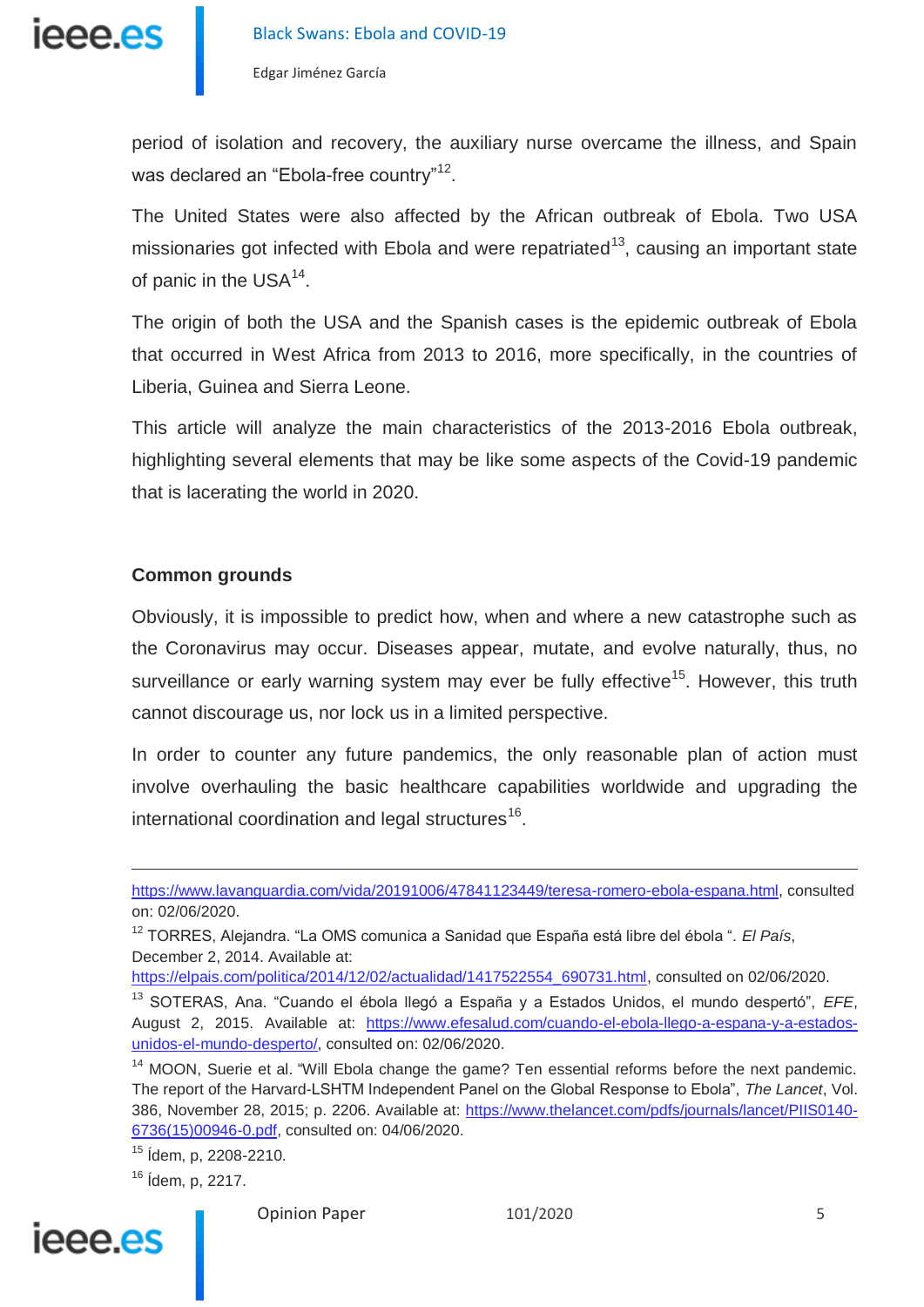period of isolation and recovery, the auxiliary nurse overcame the illness, and Spain was declared an "Ebola-free country"[12].

The United States were also affected by the African outbreak of Ebola. Two USA missionaries got infected with Ebola and were repatriated[13], causing an important state of panic in the USA[14].

The origin of both the USA and the Spanish cases is the epidemic outbreak of Ebola that occurred in West Africa from 2013 to 2016, more specifically, in the countries of Liberia, Guinea and Sierra Leone.

This article will analyze the main characteristics of the 2013-2016 Ebola outbreak, highlighting several elements that may be like some aspects of the Covid-19 pandemic that is lacerating the world in 2020.

**Common grounds**

Obviously, it is impossible to predict how, when and where a new catastrophe such as the Coronavirus may occur. Diseases appear, mutate, and evolve naturally, thus, no surveillance or early warning system may ever be fully effective[15]. However, this truth cannot discourage us, nor lock us in a limited perspective.

In order to counter any future pandemics, the only reasonable plan of action must involve overhauling the basic healthcare capabilities worldwide and upgrading the international coordination and legal structures[16].

---

https://www.lavanguardia.com/vida/20191006/47841123449/teresa-romero-ebola-espana.html, consulted on: 02/06/2020.

[12] TORRES, Alejandra. "La OMS comunica a Sanidad que España está libre del ébola ". *El País*, December 2, 2014. Available at: https://elpais.com/politica/2014/12/02/actualidad/1417522554_690731.html, consulted on 02/06/2020.

[13] SOTERAS, Ana. "Cuando el ébola llegó a España y a Estados Unidos, el mundo despertó", *EFE*, August 2, 2015. Available at: https://www.efesalud.com/cuando-el-ebola-llego-a-espana-y-a-estados-unidos-el-mundo-desperto/, consulted on: 02/06/2020.

[14] MOON, Suerie et al. "Will Ebola change the game? Ten essential reforms before the next pandemic. The report of the Harvard-LSHTM Independent Panel on the Global Response to Ebola", *The Lancet*, Vol. 386, November 28, 2015; p. 2206. Available at: https://www.thelancet.com/pdfs/journals/lancet/PIIS0140-6736(15)00946-0.pdf, consulted on: 04/06/2020.

[15] Ídem, p, 2208-2210.

[16] Ídem, p, 2217.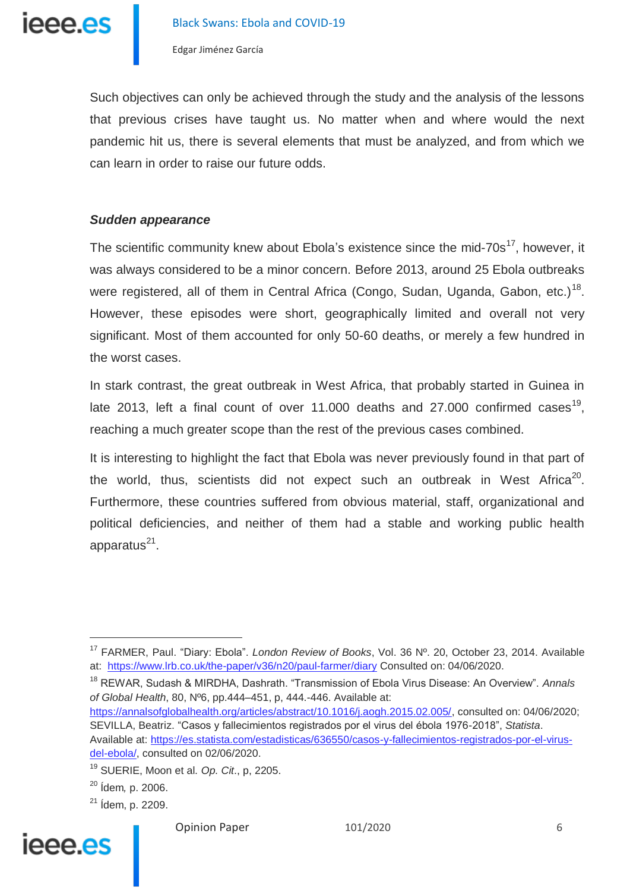Such objectives can only be achieved through the study and the analysis of the lessons that previous crises have taught us. No matter when and where would the next pandemic hit us, there is several elements that must be analyzed, and from which we can learn in order to raise our future odds.

***Sudden appearance***

The scientific community knew about Ebola's existence since the mid-70s[17], however, it was always considered to be a minor concern. Before 2013, around 25 Ebola outbreaks were registered, all of them in Central Africa (Congo, Sudan, Uganda, Gabon, etc.)[18]. However, these episodes were short, geographically limited and overall not very significant. Most of them accounted for only 50-60 deaths, or merely a few hundred in the worst cases.

In stark contrast, the great outbreak in West Africa, that probably started in Guinea in late 2013, left a final count of over 11.000 deaths and 27.000 confirmed cases[19], reaching a much greater scope than the rest of the previous cases combined.

It is interesting to highlight the fact that Ebola was never previously found in that part of the world, thus, scientists did not expect such an outbreak in West Africa[20]. Furthermore, these countries suffered from obvious material, staff, organizational and political deficiencies, and neither of them had a stable and working public health apparatus[21].

---

[17] FARMER, Paul. "Diary: Ebola". *London Review of Books*, Vol. 36 Nº. 20, October 23, 2014. Available at: https://www.lrb.co.uk/the-paper/v36/n20/paul-farmer/diary Consulted on: 04/06/2020.

[18] REWAR, Sudash & MIRDHA, Dashrath. "Transmission of Ebola Virus Disease: An Overview". *Annals of Global Health*, 80, Nº6, pp.444–451, p, 444.-446. Available at: https://annalsofglobalhealth.org/articles/abstract/10.1016/j.aogh.2015.02.005/, consulted on: 04/06/2020; SEVILLA, Beatriz. "Casos y fallecimientos registrados por el virus del ébola 1976-2018", *Statista*. Available at: https://es.statista.com/estadisticas/636550/casos-y-fallecimientos-registrados-por-el-virus-del-ebola/, consulted on 02/06/2020.

[19] SUERIE, Moon et al. *Op. Cit*., p, 2205.

[20] Ídem*,* p. 2006.

[21] Ídem, p. 2209.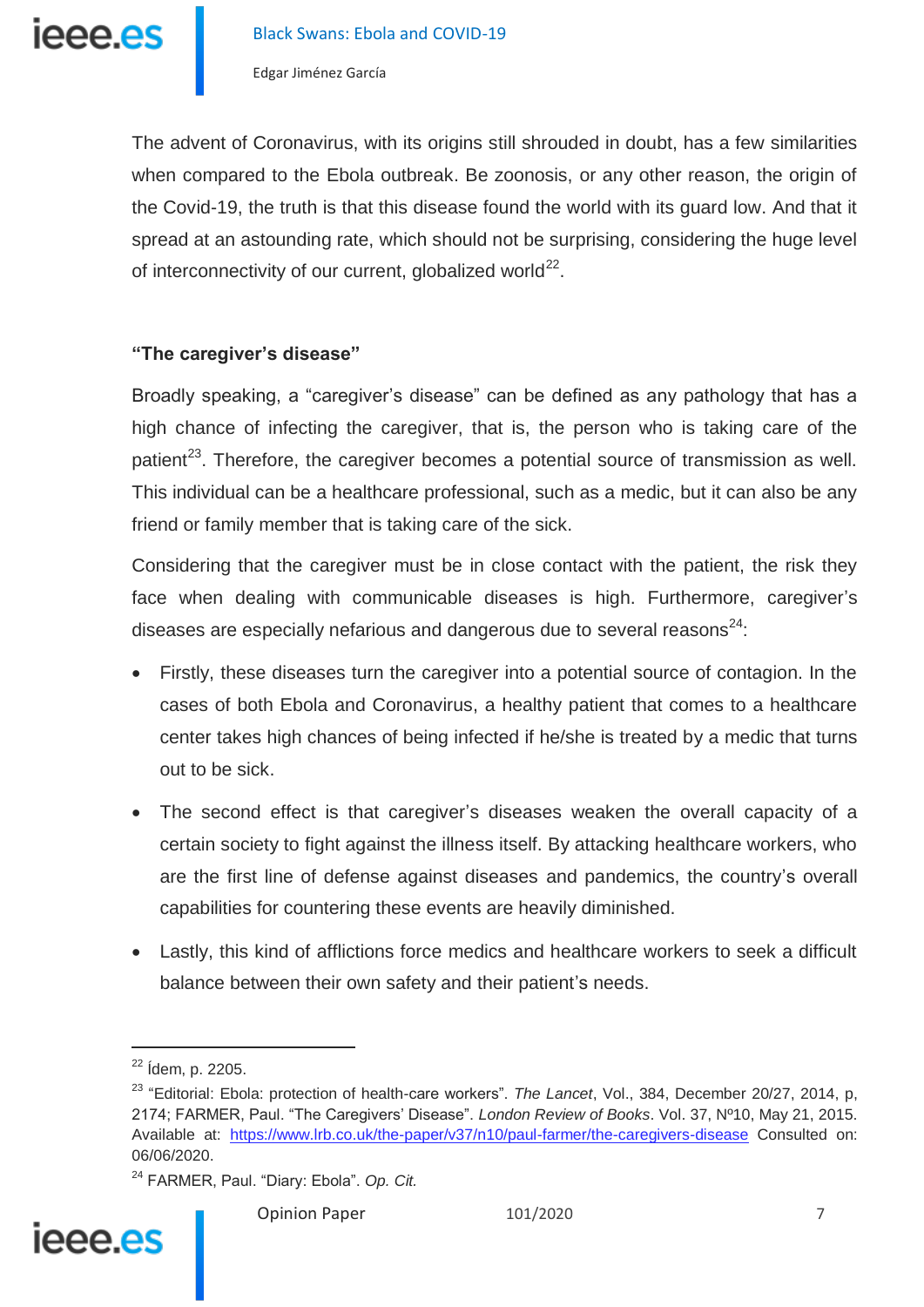The advent of Coronavirus, with its origins still shrouded in doubt, has a few similarities when compared to the Ebola outbreak. Be zoonosis, or any other reason, the origin of the Covid-19, the truth is that this disease found the world with its guard low. And that it spread at an astounding rate, which should not be surprising, considering the huge level of interconnectivity of our current, globalized world[22].

### "The caregiver's disease"

Broadly speaking, a "caregiver's disease" can be defined as any pathology that has a high chance of infecting the caregiver, that is, the person who is taking care of the patient[23]. Therefore, the caregiver becomes a potential source of transmission as well. This individual can be a healthcare professional, such as a medic, but it can also be any friend or family member that is taking care of the sick.

Considering that the caregiver must be in close contact with the patient, the risk they face when dealing with communicable diseases is high. Furthermore, caregiver's diseases are especially nefarious and dangerous due to several reasons[24]:

- Firstly, these diseases turn the caregiver into a potential source of contagion. In the cases of both Ebola and Coronavirus, a healthy patient that comes to a healthcare center takes high chances of being infected if he/she is treated by a medic that turns out to be sick.
- The second effect is that caregiver's diseases weaken the overall capacity of a certain society to fight against the illness itself. By attacking healthcare workers, who are the first line of defense against diseases and pandemics, the country's overall capabilities for countering these events are heavily diminished.
- Lastly, this kind of afflictions force medics and healthcare workers to seek a difficult balance between their own safety and their patient's needs.

---

[22] Ídem, p. 2205.

[23] "Editorial: Ebola: protection of health-care workers". *The Lancet*, Vol., 384, December 20/27, 2014, p, 2174; FARMER, Paul. "The Caregivers' Disease". *London Review of Books*. Vol. 37, Nº10, May 21, 2015. Available at: https://www.lrb.co.uk/the-paper/v37/n10/paul-farmer/the-caregivers-disease Consulted on: 06/06/2020.

[24] FARMER, Paul. "Diary: Ebola". *Op. Cit.*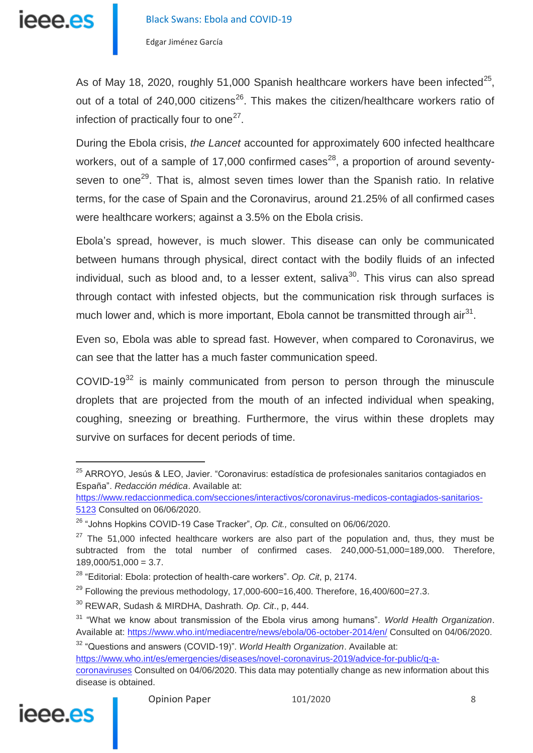As of May 18, 2020, roughly 51,000 Spanish healthcare workers have been infected[25], out of a total of 240,000 citizens[26]. This makes the citizen/healthcare workers ratio of infection of practically four to one[27].

During the Ebola crisis, *the Lancet* accounted for approximately 600 infected healthcare workers, out of a sample of 17,000 confirmed cases[28], a proportion of around seventy-seven to one[29]. That is, almost seven times lower than the Spanish ratio. In relative terms, for the case of Spain and the Coronavirus, around 21.25% of all confirmed cases were healthcare workers; against a 3.5% on the Ebola crisis.

Ebola's spread, however, is much slower. This disease can only be communicated between humans through physical, direct contact with the bodily fluids of an infected individual, such as blood and, to a lesser extent, saliva[30]. This virus can also spread through contact with infested objects, but the communication risk through surfaces is much lower and, which is more important, Ebola cannot be transmitted through air[31].

Even so, Ebola was able to spread fast. However, when compared to Coronavirus, we can see that the latter has a much faster communication speed.

COVID-19[32] is mainly communicated from person to person through the minuscule droplets that are projected from the mouth of an infected individual when speaking, coughing, sneezing or breathing. Furthermore, the virus within these droplets may survive on surfaces for decent periods of time.

---

[25] ARROYO, Jesús & LEO, Javier. "Coronavirus: estadística de profesionales sanitarios contagiados en España". *Redacción médica*. Available at: https://www.redaccionmedica.com/secciones/interactivos/coronavirus-medicos-contagiados-sanitarios-5123 Consulted on 06/06/2020.

[26] "Johns Hopkins COVID-19 Case Tracker", *Op. Cit.,* consulted on 06/06/2020.

[27] The 51,000 infected healthcare workers are also part of the population and, thus, they must be subtracted from the total number of confirmed cases. 240,000-51,000=189,000. Therefore, 189,000/51,000 = 3.7.

[28] "Editorial: Ebola: protection of health-care workers". *Op. Cit*, p, 2174.

[29] Following the previous methodology, 17,000-600=16,400. Therefore, 16,400/600=27.3.

[30] REWAR, Sudash & MIRDHA, Dashrath. *Op. Cit*., p, 444.

[31] "What we know about transmission of the Ebola virus among humans". *World Health Organization*. Available at: https://www.who.int/mediacentre/news/ebola/06-october-2014/en/ Consulted on 04/06/2020.

[32] "Questions and answers (COVID-19)". *World Health Organization*. Available at: https://www.who.int/es/emergencies/diseases/novel-coronavirus-2019/advice-for-public/q-a-coronaviruses Consulted on 04/06/2020. This data may potentially change as new information about this disease is obtained.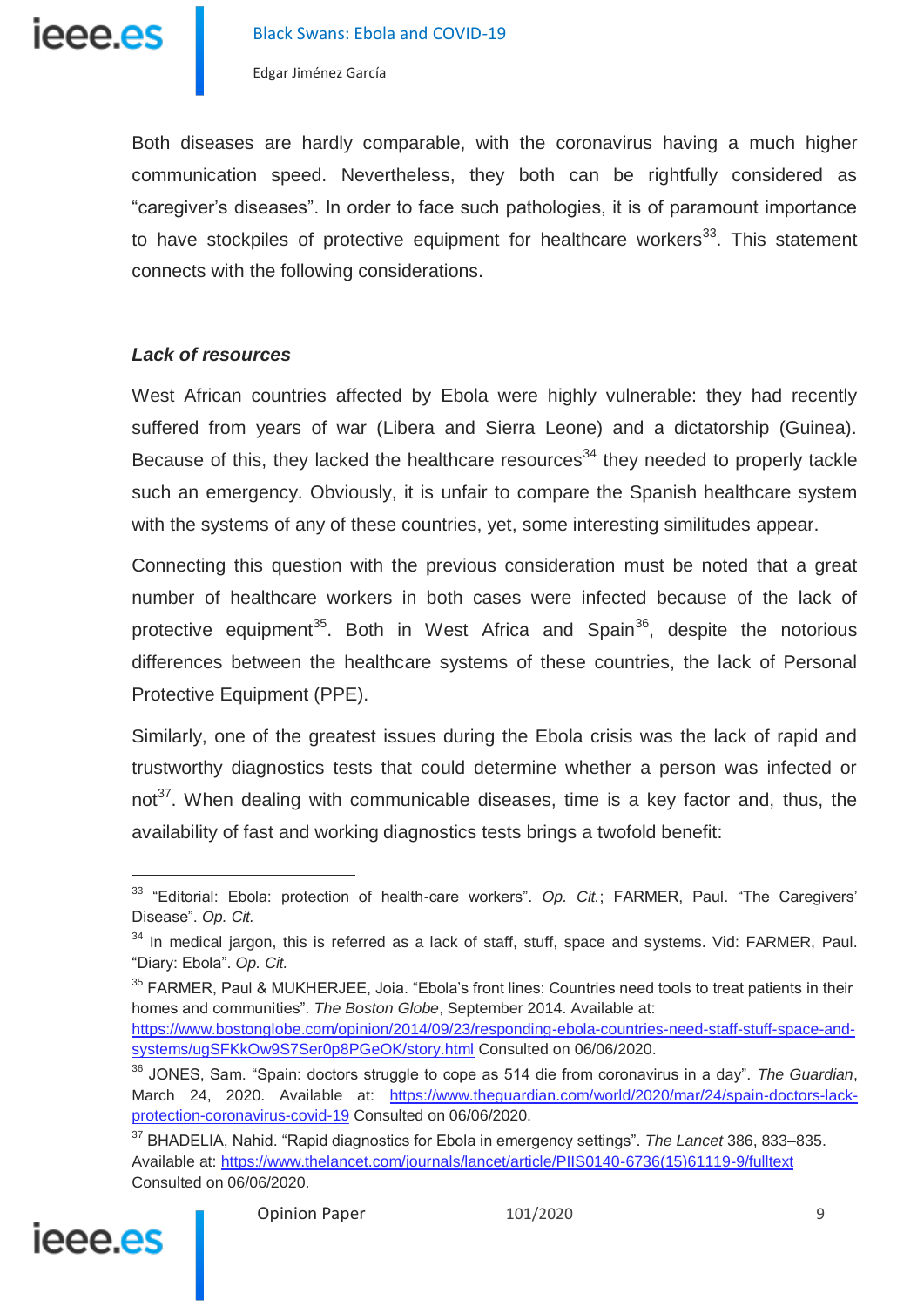Both diseases are hardly comparable, with the coronavirus having a much higher communication speed. Nevertheless, they both can be rightfully considered as “caregiver’s diseases”. In order to face such pathologies, it is of paramount importance to have stockpiles of protective equipment for healthcare workers[33]. This statement connects with the following considerations.

### *Lack of resources*

West African countries affected by Ebola were highly vulnerable: they had recently suffered from years of war (Libera and Sierra Leone) and a dictatorship (Guinea). Because of this, they lacked the healthcare resources[34] they needed to properly tackle such an emergency. Obviously, it is unfair to compare the Spanish healthcare system with the systems of any of these countries, yet, some interesting similitudes appear.

Connecting this question with the previous consideration must be noted that a great number of healthcare workers in both cases were infected because of the lack of protective equipment[35]. Both in West Africa and Spain[36], despite the notorious differences between the healthcare systems of these countries, the lack of Personal Protective Equipment (PPE).

Similarly, one of the greatest issues during the Ebola crisis was the lack of rapid and trustworthy diagnostics tests that could determine whether a person was infected or not[37]. When dealing with communicable diseases, time is a key factor and, thus, the availability of fast and working diagnostics tests brings a twofold benefit:

---

[33] “Editorial: Ebola: protection of health-care workers”. *Op. Cit.*; FARMER, Paul. “The Caregivers’ Disease”. *Op. Cit.*

[34] In medical jargon, this is referred as a lack of staff, stuff, space and systems. Vid: FARMER, Paul. “Diary: Ebola”. *Op. Cit.*

[35] FARMER, Paul & MUKHERJEE, Joia. “Ebola’s front lines: Countries need tools to treat patients in their homes and communities”. *The Boston Globe*, September 2014. Available at: https://www.bostonglobe.com/opinion/2014/09/23/responding-ebola-countries-need-staff-stuff-space-and-systems/ugSFKkOw9S7Ser0p8PGeOK/story.html Consulted on 06/06/2020.

[36] JONES, Sam. “Spain: doctors struggle to cope as 514 die from coronavirus in a day”. *The Guardian*, March 24, 2020. Available at: https://www.theguardian.com/world/2020/mar/24/spain-doctors-lack-protection-coronavirus-covid-19 Consulted on 06/06/2020.

[37] BHADELIA, Nahid. “Rapid diagnostics for Ebola in emergency settings”. *The Lancet* 386, 833–835. Available at: https://www.thelancet.com/journals/lancet/article/PIIS0140-6736(15)61119-9/fulltext Consulted on 06/06/2020.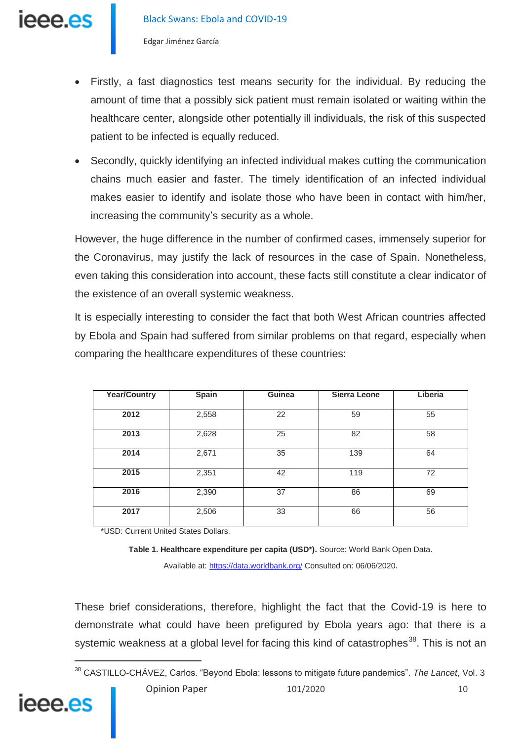- Firstly, a fast diagnostics test means security for the individual. By reducing the amount of time that a possibly sick patient must remain isolated or waiting within the healthcare center, alongside other potentially ill individuals, the risk of this suspected patient to be infected is equally reduced.
- Secondly, quickly identifying an infected individual makes cutting the communication chains much easier and faster. The timely identification of an infected individual makes easier to identify and isolate those who have been in contact with him/her, increasing the community's security as a whole.

However, the huge difference in the number of confirmed cases, immensely superior for the Coronavirus, may justify the lack of resources in the case of Spain. Nonetheless, even taking this consideration into account, these facts still constitute a clear indicator of the existence of an overall systemic weakness.

It is especially interesting to consider the fact that both West African countries affected by Ebola and Spain had suffered from similar problems on that regard, especially when comparing the healthcare expenditures of these countries:

| Year/Country | Spain | Guinea | Sierra Leone | Liberia |
|---|---|---|---|---|
| **2012** | 2,558 | 22 | 59 | 55 |
| **2013** | 2,628 | 25 | 82 | 58 |
| **2014** | 2,671 | 35 | 139 | 64 |
| **2015** | 2,351 | 42 | 119 | 72 |
| **2016** | 2,390 | 37 | 86 | 69 |
| **2017** | 2,506 | 33 | 66 | 56 |

*USD: Current United States Dollars.

**Table 1. Healthcare expenditure per capita (USD*).** Source: World Bank Open Data. Available at: https://data.worldbank.org/ Consulted on: 06/06/2020.

These brief considerations, therefore, highlight the fact that the Covid-19 is here to demonstrate what could have been prefigured by Ebola years ago: that there is a systemic weakness at a global level for facing this kind of catastrophes[38]. This is not an

[38] CASTILLO-CHÁVEZ, Carlos. "Beyond Ebola: lessons to mitigate future pandemics". *The Lancet*, Vol. 3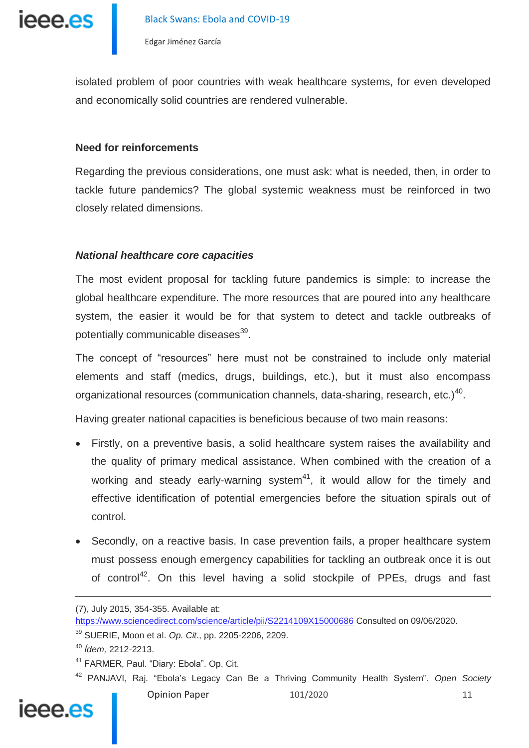isolated problem of poor countries with weak healthcare systems, for even developed and economically solid countries are rendered vulnerable.

### Need for reinforcements

Regarding the previous considerations, one must ask: what is needed, then, in order to tackle future pandemics? The global systemic weakness must be reinforced in two closely related dimensions.

#### *National healthcare core capacities*

The most evident proposal for tackling future pandemics is simple: to increase the global healthcare expenditure. The more resources that are poured into any healthcare system, the easier it would be for that system to detect and tackle outbreaks of potentially communicable diseases[39].

The concept of "resources" here must not be constrained to include only material elements and staff (medics, drugs, buildings, etc.), but it must also encompass organizational resources (communication channels, data-sharing, research, etc.)[40].

Having greater national capacities is beneficious because of two main reasons:

- Firstly, on a preventive basis, a solid healthcare system raises the availability and the quality of primary medical assistance. When combined with the creation of a working and steady early-warning system[41], it would allow for the timely and effective identification of potential emergencies before the situation spirals out of control.
- Secondly, on a reactive basis. In case prevention fails, a proper healthcare system must possess enough emergency capabilities for tackling an outbreak once it is out of control[42]. On this level having a solid stockpile of PPEs, drugs and fast

---

(7), July 2015, 354-355. Available at: https://www.sciencedirect.com/science/article/pii/S2214109X15000686 Consulted on 09/06/2020.

[39] SUERIE, Moon et al. *Op. Cit*., pp. 2205-2206, 2209.

[40] *Ídem,* 2212-2213.

[41] FARMER, Paul. "Diary: Ebola". Op. Cit.

[42] PANJAVI, Raj. "Ebola's Legacy Can Be a Thriving Community Health System". *Open Society*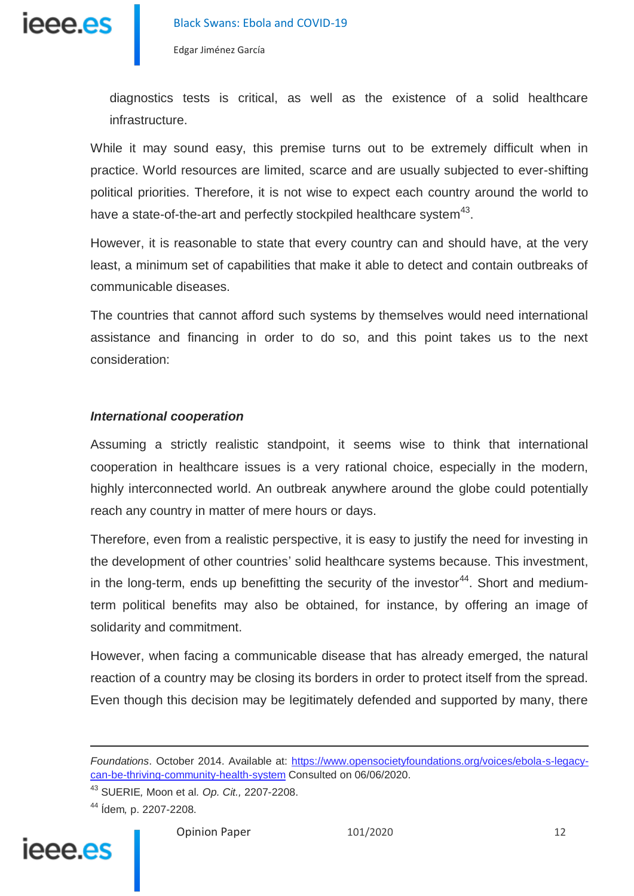diagnostics tests is critical, as well as the existence of a solid healthcare infrastructure.

While it may sound easy, this premise turns out to be extremely difficult when in practice. World resources are limited, scarce and are usually subjected to ever-shifting political priorities. Therefore, it is not wise to expect each country around the world to have a state-of-the-art and perfectly stockpiled healthcare system[43].

However, it is reasonable to state that every country can and should have, at the very least, a minimum set of capabilities that make it able to detect and contain outbreaks of communicable diseases.

The countries that cannot afford such systems by themselves would need international assistance and financing in order to do so, and this point takes us to the next consideration:

### *International cooperation*

Assuming a strictly realistic standpoint, it seems wise to think that international cooperation in healthcare issues is a very rational choice, especially in the modern, highly interconnected world. An outbreak anywhere around the globe could potentially reach any country in matter of mere hours or days.

Therefore, even from a realistic perspective, it is easy to justify the need for investing in the development of other countries' solid healthcare systems because. This investment, in the long-term, ends up benefitting the security of the investor[44]. Short and medium-term political benefits may also be obtained, for instance, by offering an image of solidarity and commitment.

However, when facing a communicable disease that has already emerged, the natural reaction of a country may be closing its borders in order to protect itself from the spread. Even though this decision may be legitimately defended and supported by many, there

---

*Foundations*. October 2014. Available at: https://www.opensocietyfoundations.org/voices/ebola-s-legacy-can-be-thriving-community-health-system Consulted on 06/06/2020.

[43] SUERIE, Moon et al. *Op. Cit.,* 2207-2208.

[44] Ídem*,* p. 2207-2208.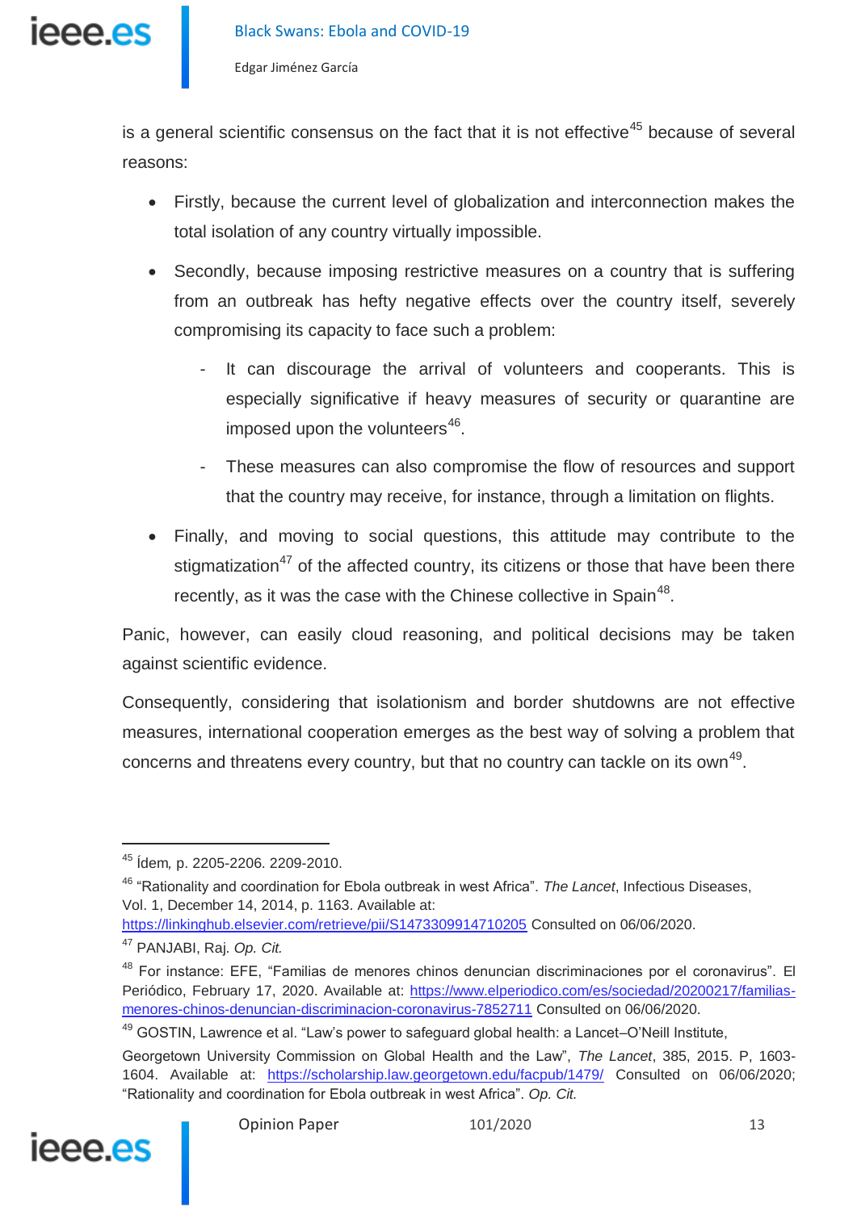is a general scientific consensus on the fact that it is not effective[45] because of several reasons:

- Firstly, because the current level of globalization and interconnection makes the total isolation of any country virtually impossible.
- Secondly, because imposing restrictive measures on a country that is suffering from an outbreak has hefty negative effects over the country itself, severely compromising its capacity to face such a problem:
  - It can discourage the arrival of volunteers and cooperants. This is especially significative if heavy measures of security or quarantine are imposed upon the volunteers[46].
  - These measures can also compromise the flow of resources and support that the country may receive, for instance, through a limitation on flights.
- Finally, and moving to social questions, this attitude may contribute to the stigmatization[47] of the affected country, its citizens or those that have been there recently, as it was the case with the Chinese collective in Spain[48].

Panic, however, can easily cloud reasoning, and political decisions may be taken against scientific evidence.

Consequently, considering that isolationism and border shutdowns are not effective measures, international cooperation emerges as the best way of solving a problem that concerns and threatens every country, but that no country can tackle on its own[49].

---

[45] Ídem*,* p. 2205-2206. 2209-2010.

[46] "Rationality and coordination for Ebola outbreak in west Africa". *The Lancet*, Infectious Diseases, Vol. 1, December 14, 2014, p. 1163. Available at: https://linkinghub.elsevier.com/retrieve/pii/S1473309914710205 Consulted on 06/06/2020.

[47] PANJABI, Raj. *Op. Cit.*

[48] For instance: EFE, "Familias de menores chinos denuncian discriminaciones por el coronavirus". El Periódico, February 17, 2020. Available at: https://www.elperiodico.com/es/sociedad/20200217/familias-menores-chinos-denuncian-discriminacion-coronavirus-7852711 Consulted on 06/06/2020.

[49] GOSTIN, Lawrence et al. "Law's power to safeguard global health: a Lancet–O'Neill Institute, Georgetown University Commission on Global Health and the Law", *The Lancet*, 385, 2015. P, 1603-1604. Available at: https://scholarship.law.georgetown.edu/facpub/1479/ Consulted on 06/06/2020; "Rationality and coordination for Ebola outbreak in west Africa". *Op. Cit.*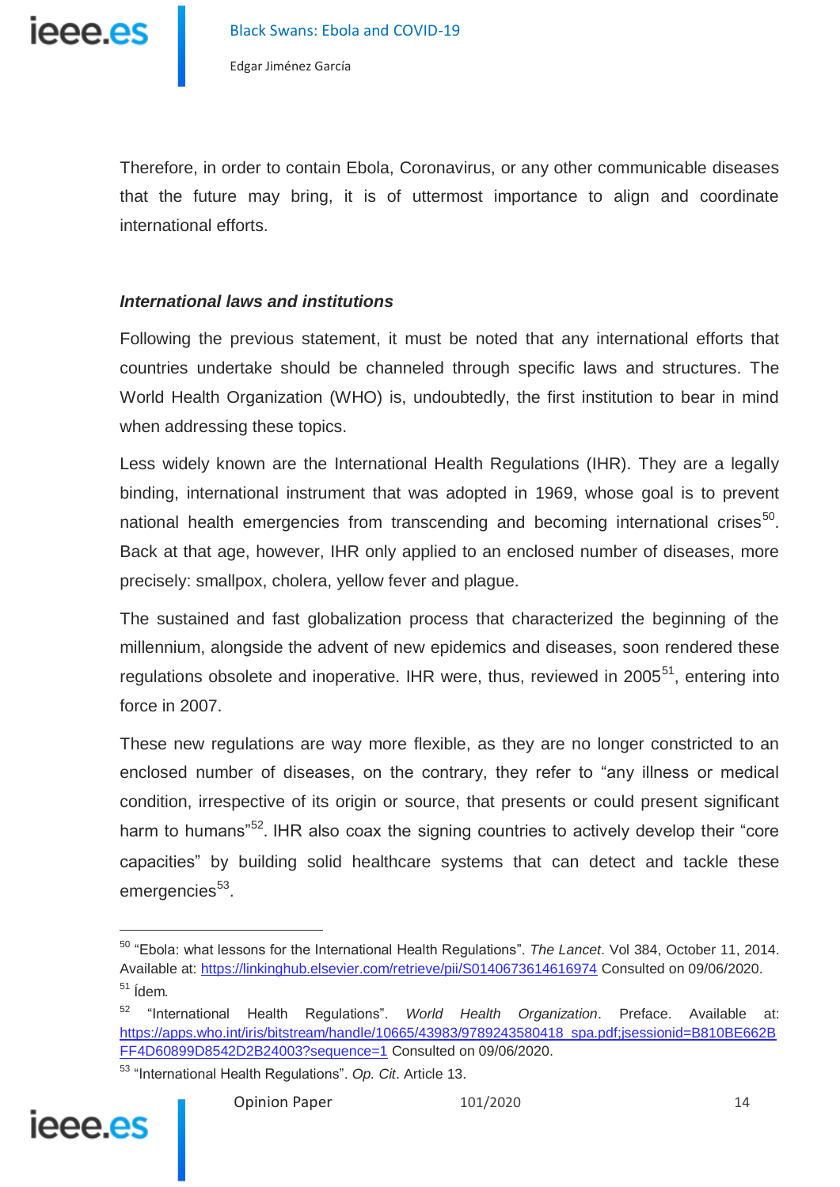Therefore, in order to contain Ebola, Coronavirus, or any other communicable diseases that the future may bring, it is of uttermost importance to align and coordinate international efforts.

### *International laws and institutions*

Following the previous statement, it must be noted that any international efforts that countries undertake should be channeled through specific laws and structures. The World Health Organization (WHO) is, undoubtedly, the first institution to bear in mind when addressing these topics.

Less widely known are the International Health Regulations (IHR). They are a legally binding, international instrument that was adopted in 1969, whose goal is to prevent national health emergencies from transcending and becoming international crises[50]. Back at that age, however, IHR only applied to an enclosed number of diseases, more precisely: smallpox, cholera, yellow fever and plague.

The sustained and fast globalization process that characterized the beginning of the millennium, alongside the advent of new epidemics and diseases, soon rendered these regulations obsolete and inoperative. IHR were, thus, reviewed in 2005[51], entering into force in 2007.

These new regulations are way more flexible, as they are no longer constricted to an enclosed number of diseases, on the contrary, they refer to "any illness or medical condition, irrespective of its origin or source, that presents or could present significant harm to humans"[52]. IHR also coax the signing countries to actively develop their "core capacities" by building solid healthcare systems that can detect and tackle these emergencies[53].

---

[50] "Ebola: what lessons for the International Health Regulations". *The Lancet*. Vol 384, October 11, 2014. Available at: https://linkinghub.elsevier.com/retrieve/pii/S0140673614616974 Consulted on 09/06/2020.

[51] Ídem.

[52] "International Health Regulations". *World Health Organization*. Preface. Available at: https://apps.who.int/iris/bitstream/handle/10665/43983/9789243580418_spa.pdf;jsessionid=B810BE662BFF4D60899D8542D2B24003?sequence=1 Consulted on 09/06/2020.

[53] "International Health Regulations". *Op. Cit*. Article 13.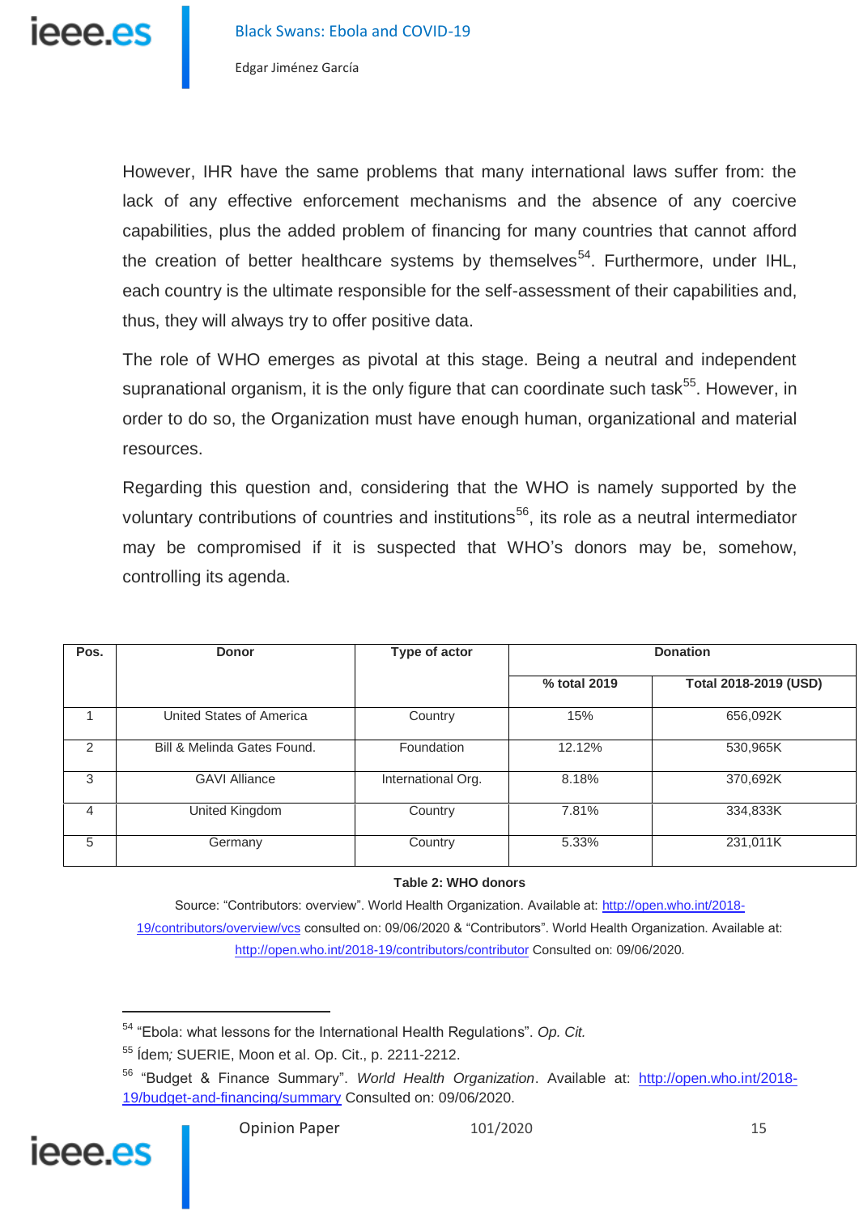However, IHR have the same problems that many international laws suffer from: the lack of any effective enforcement mechanisms and the absence of any coercive capabilities, plus the added problem of financing for many countries that cannot afford the creation of better healthcare systems by themselves[54]. Furthermore, under IHL, each country is the ultimate responsible for the self-assessment of their capabilities and, thus, they will always try to offer positive data.

The role of WHO emerges as pivotal at this stage. Being a neutral and independent supranational organism, it is the only figure that can coordinate such task[55]. However, in order to do so, the Organization must have enough human, organizational and material resources.

Regarding this question and, considering that the WHO is namely supported by the voluntary contributions of countries and institutions[56], its role as a neutral intermediator may be compromised if it is suspected that WHO's donors may be, somehow, controlling its agenda.

| Pos. | Donor | Type of actor | Donation | |
|---|---|---|---|---|
| | | | % total 2019 | Total 2018-2019 (USD) |
| 1 | United States of America | Country | 15% | 656,092K |
| 2 | Bill & Melinda Gates Found. | Foundation | 12.12% | 530,965K |
| 3 | GAVI Alliance | International Org. | 8.18% | 370,692K |
| 4 | United Kingdom | Country | 7.81% | 334,833K |
| 5 | Germany | Country | 5.33% | 231,011K |

**Table 2: WHO donors**

Source: "Contributors: overview". World Health Organization. Available at: http://open.who.int/2018-19/contributors/overview/vcs consulted on: 09/06/2020 & "Contributors". World Health Organization. Available at: http://open.who.int/2018-19/contributors/contributor Consulted on: 09/06/2020.

---

[54] "Ebola: what lessons for the International Health Regulations". *Op. Cit.*

[55] Ídem*;* SUERIE, Moon et al. Op. Cit., p. 2211-2212.

[56] "Budget & Finance Summary". *World Health Organization*. Available at: http://open.who.int/2018-19/budget-and-financing/summary Consulted on: 09/06/2020.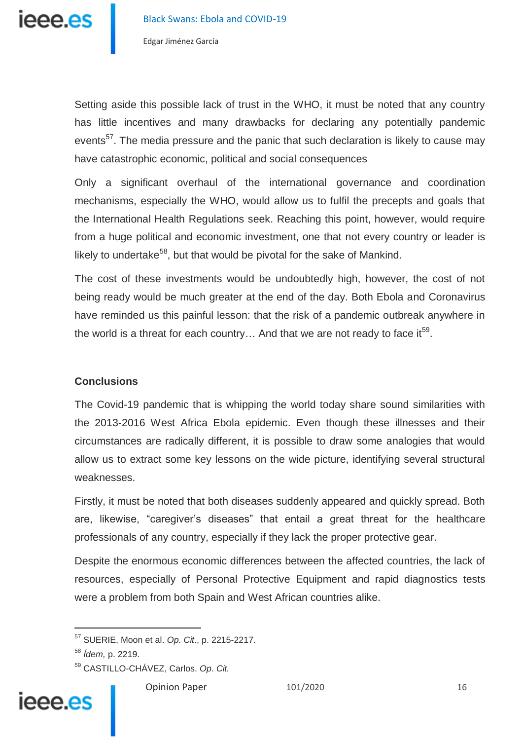Setting aside this possible lack of trust in the WHO, it must be noted that any country has little incentives and many drawbacks for declaring any potentially pandemic events[57]. The media pressure and the panic that such declaration is likely to cause may have catastrophic economic, political and social consequences

Only a significant overhaul of the international governance and coordination mechanisms, especially the WHO, would allow us to fulfil the precepts and goals that the International Health Regulations seek. Reaching this point, however, would require from a huge political and economic investment, one that not every country or leader is likely to undertake[58], but that would be pivotal for the sake of Mankind.

The cost of these investments would be undoubtedly high, however, the cost of not being ready would be much greater at the end of the day. Both Ebola and Coronavirus have reminded us this painful lesson: that the risk of a pandemic outbreak anywhere in the world is a threat for each country… And that we are not ready to face it[59].

## Conclusions

The Covid-19 pandemic that is whipping the world today share sound similarities with the 2013-2016 West Africa Ebola epidemic. Even though these illnesses and their circumstances are radically different, it is possible to draw some analogies that would allow us to extract some key lessons on the wide picture, identifying several structural weaknesses.

Firstly, it must be noted that both diseases suddenly appeared and quickly spread. Both are, likewise, "caregiver's diseases" that entail a great threat for the healthcare professionals of any country, especially if they lack the proper protective gear.

Despite the enormous economic differences between the affected countries, the lack of resources, especially of Personal Protective Equipment and rapid diagnostics tests were a problem from both Spain and West African countries alike.

---

[57] SUERIE, Moon et al. *Op. Cit*., p. 2215-2217.

[58] *Ídem,* p. 2219.

[59] CASTILLO-CHÁVEZ, Carlos. *Op. Cit.*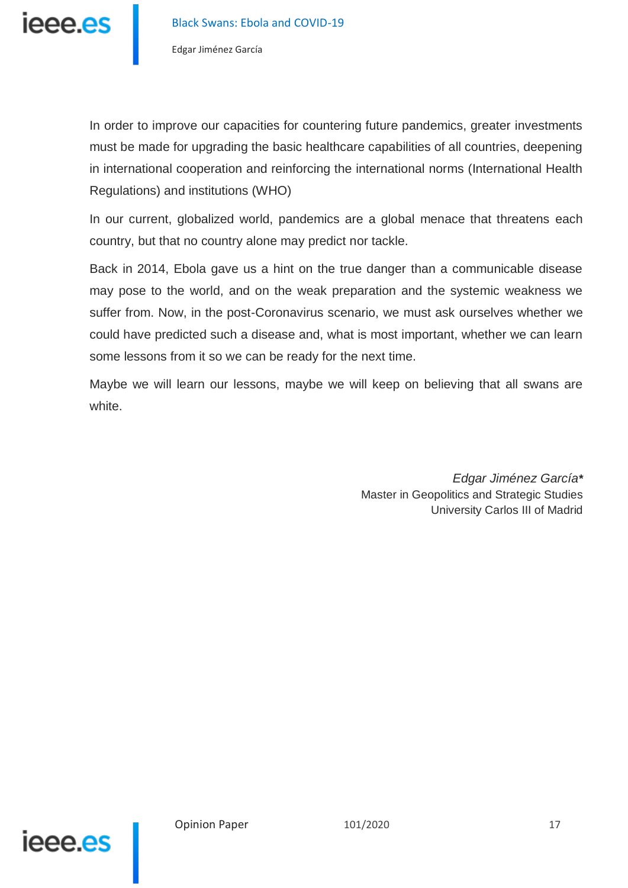In order to improve our capacities for countering future pandemics, greater investments must be made for upgrading the basic healthcare capabilities of all countries, deepening in international cooperation and reinforcing the international norms (International Health Regulations) and institutions (WHO)

In our current, globalized world, pandemics are a global menace that threatens each country, but that no country alone may predict nor tackle.

Back in 2014, Ebola gave us a hint on the true danger than a communicable disease may pose to the world, and on the weak preparation and the systemic weakness we suffer from. Now, in the post-Coronavirus scenario, we must ask ourselves whether we could have predicted such a disease and, what is most important, whether we can learn some lessons from it so we can be ready for the next time.

Maybe we will learn our lessons, maybe we will keep on believing that all swans are white.

*Edgar Jiménez García****  
Master in Geopolitics and Strategic Studies  
University Carlos III of Madrid